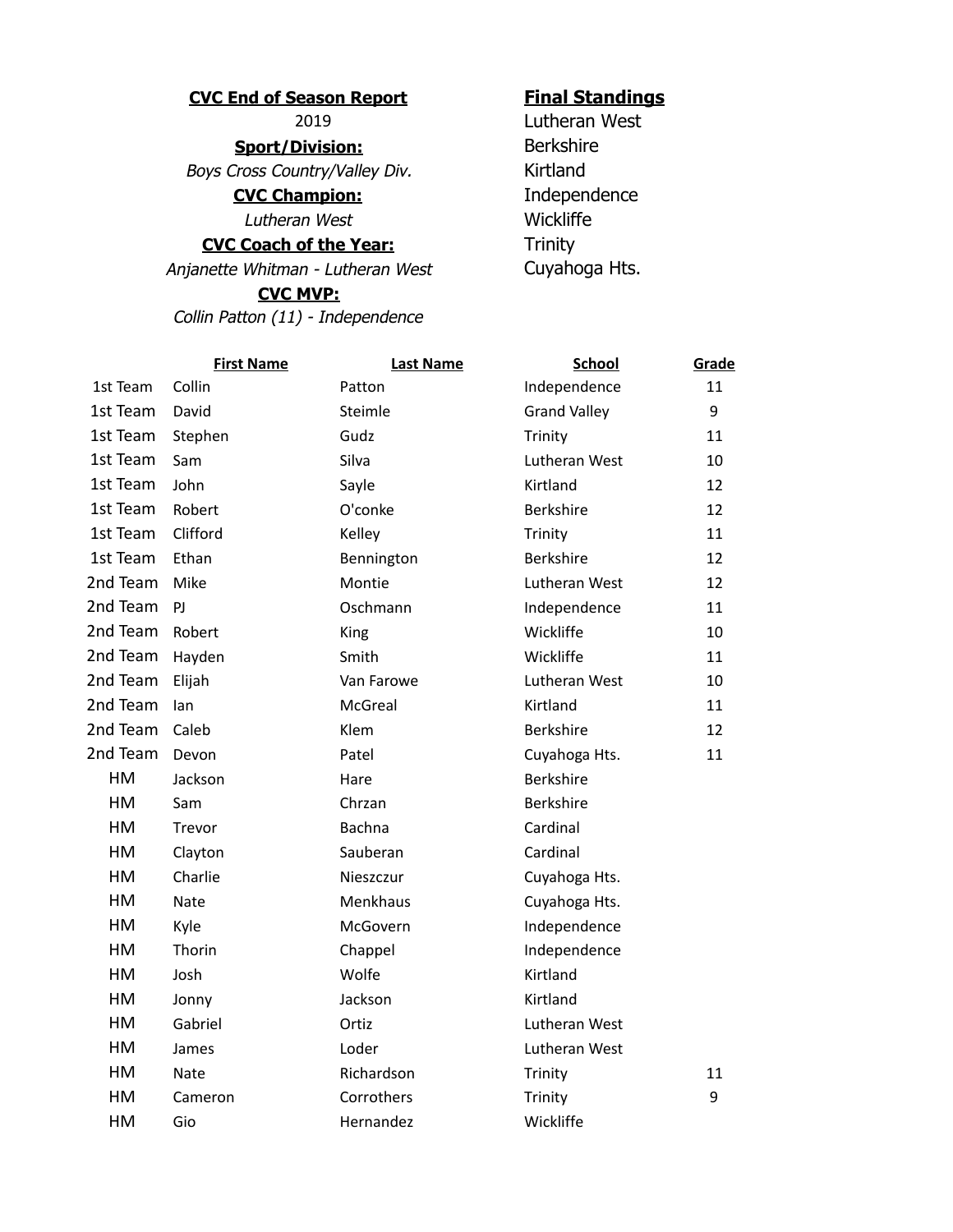**CVC End of Season Report**

2019

**Sport/Division:**

*Boys Cross Country/Valley Div.*

**CVC Champion:**

*Lutheran West*

**CVC Coach of the Year:**

*Anjanette Whitman - Lutheran West*

**CVC MVP:**

*Collin Patton (11) - Independence*

**Final Standings**

Lutheran West
Berkshire
Kirtland
Independence
Wickliffe
Trinity
Cuyahoga Hts.

| | First Name | Last Name | School | Grade |
|---|---|---|---|---|
| 1st Team | Collin | Patton | Independence | 11 |
| 1st Team | David | Steimle | Grand Valley | 9 |
| 1st Team | Stephen | Gudz | Trinity | 11 |
| 1st Team | Sam | Silva | Lutheran West | 10 |
| 1st Team | John | Sayle | Kirtland | 12 |
| 1st Team | Robert | O'conke | Berkshire | 12 |
| 1st Team | Clifford | Kelley | Trinity | 11 |
| 1st Team | Ethan | Bennington | Berkshire | 12 |
| 2nd Team | Mike | Montie | Lutheran West | 12 |
| 2nd Team | PJ | Oschmann | Independence | 11 |
| 2nd Team | Robert | King | Wickliffe | 10 |
| 2nd Team | Hayden | Smith | Wickliffe | 11 |
| 2nd Team | Elijah | Van Farowe | Lutheran West | 10 |
| 2nd Team | Ian | McGreal | Kirtland | 11 |
| 2nd Team | Caleb | Klem | Berkshire | 12 |
| 2nd Team | Devon | Patel | Cuyahoga Hts. | 11 |
| HM | Jackson | Hare | Berkshire | |
| HM | Sam | Chrzan | Berkshire | |
| HM | Trevor | Bachna | Cardinal | |
| HM | Clayton | Sauberan | Cardinal | |
| HM | Charlie | Nieszczur | Cuyahoga Hts. | |
| HM | Nate | Menkhaus | Cuyahoga Hts. | |
| HM | Kyle | McGovern | Independence | |
| HM | Thorin | Chappel | Independence | |
| HM | Josh | Wolfe | Kirtland | |
| HM | Jonny | Jackson | Kirtland | |
| HM | Gabriel | Ortiz | Lutheran West | |
| HM | James | Loder | Lutheran West | |
| HM | Nate | Richardson | Trinity | 11 |
| HM | Cameron | Corrothers | Trinity | 9 |
| HM | Gio | Hernandez | Wickliffe | |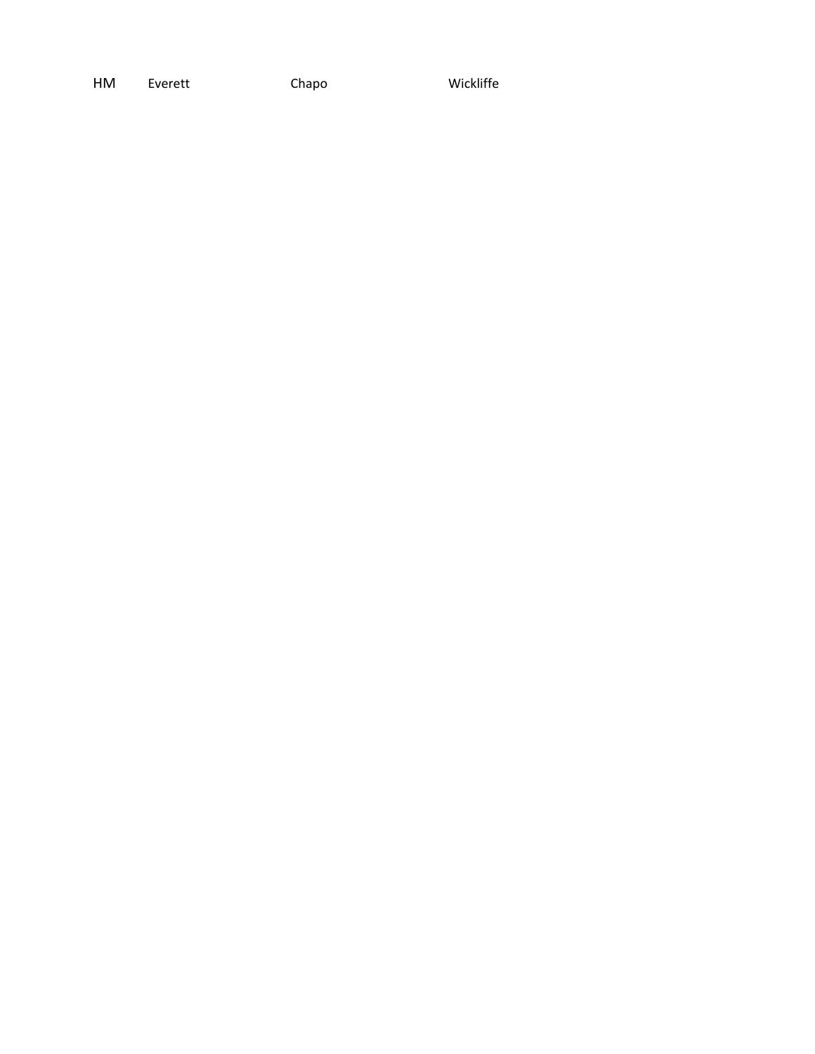| | | | |
|---|---|---|---|
| HM | Everett | Chapo | Wickliffe |